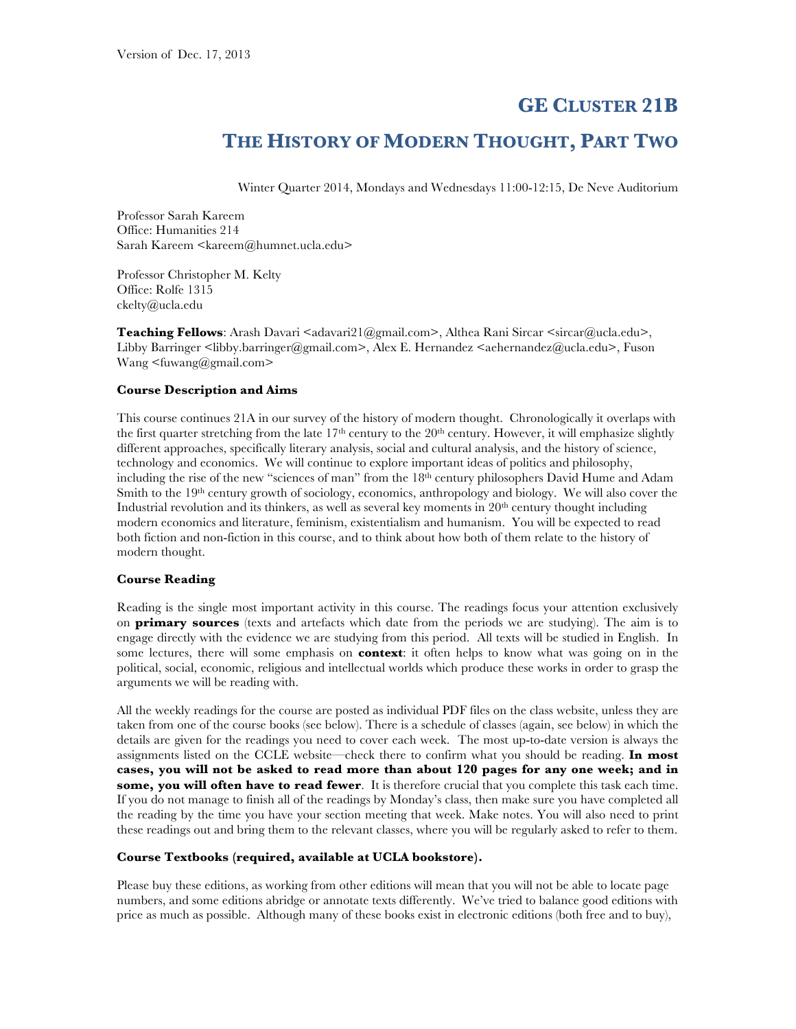Version of Dec. 17, 2013

# GE CLUSTER 21B

# THE HISTORY OF MODERN THOUGHT, PART TWO

Winter Quarter 2014, Mondays and Wednesdays 11:00-12:15, De Neve Auditorium

Professor Sarah Kareem
Office: Humanities 214
Sarah Kareem <kareem@humnet.ucla.edu>

Professor Christopher M. Kelty
Office: Rolfe 1315
ckelty@ucla.edu

**Teaching Fellows**: Arash Davari <adavari21@gmail.com>, Althea Rani Sircar <sircar@ucla.edu>, Libby Barringer <libby.barringer@gmail.com>, Alex E. Hernandez <aehernandez@ucla.edu>, Fuson Wang <fuwang@gmail.com>

**Course Description and Aims**

This course continues 21A in our survey of the history of modern thought. Chronologically it overlaps with the first quarter stretching from the late 17th century to the 20th century. However, it will emphasize slightly different approaches, specifically literary analysis, social and cultural analysis, and the history of science, technology and economics. We will continue to explore important ideas of politics and philosophy, including the rise of the new "sciences of man" from the 18th century philosophers David Hume and Adam Smith to the 19th century growth of sociology, economics, anthropology and biology. We will also cover the Industrial revolution and its thinkers, as well as several key moments in 20th century thought including modern economics and literature, feminism, existentialism and humanism. You will be expected to read both fiction and non-fiction in this course, and to think about how both of them relate to the history of modern thought.

**Course Reading**

Reading is the single most important activity in this course. The readings focus your attention exclusively on **primary sources** (texts and artefacts which date from the periods we are studying). The aim is to engage directly with the evidence we are studying from this period. All texts will be studied in English. In some lectures, there will some emphasis on **context**: it often helps to know what was going on in the political, social, economic, religious and intellectual worlds which produce these works in order to grasp the arguments we will be reading with.

All the weekly readings for the course are posted as individual PDF files on the class website, unless they are taken from one of the course books (see below). There is a schedule of classes (again, see below) in which the details are given for the readings you need to cover each week. The most up-to-date version is always the assignments listed on the CCLE website—check there to confirm what you should be reading. **In most cases, you will not be asked to read more than about 120 pages for any one week; and in some, you will often have to read fewer**. It is therefore crucial that you complete this task each time. If you do not manage to finish all of the readings by Monday's class, then make sure you have completed all the reading by the time you have your section meeting that week. Make notes. You will also need to print these readings out and bring them to the relevant classes, where you will be regularly asked to refer to them.

**Course Textbooks (required, available at UCLA bookstore).**

Please buy these editions, as working from other editions will mean that you will not be able to locate page numbers, and some editions abridge or annotate texts differently. We've tried to balance good editions with price as much as possible. Although many of these books exist in electronic editions (both free and to buy),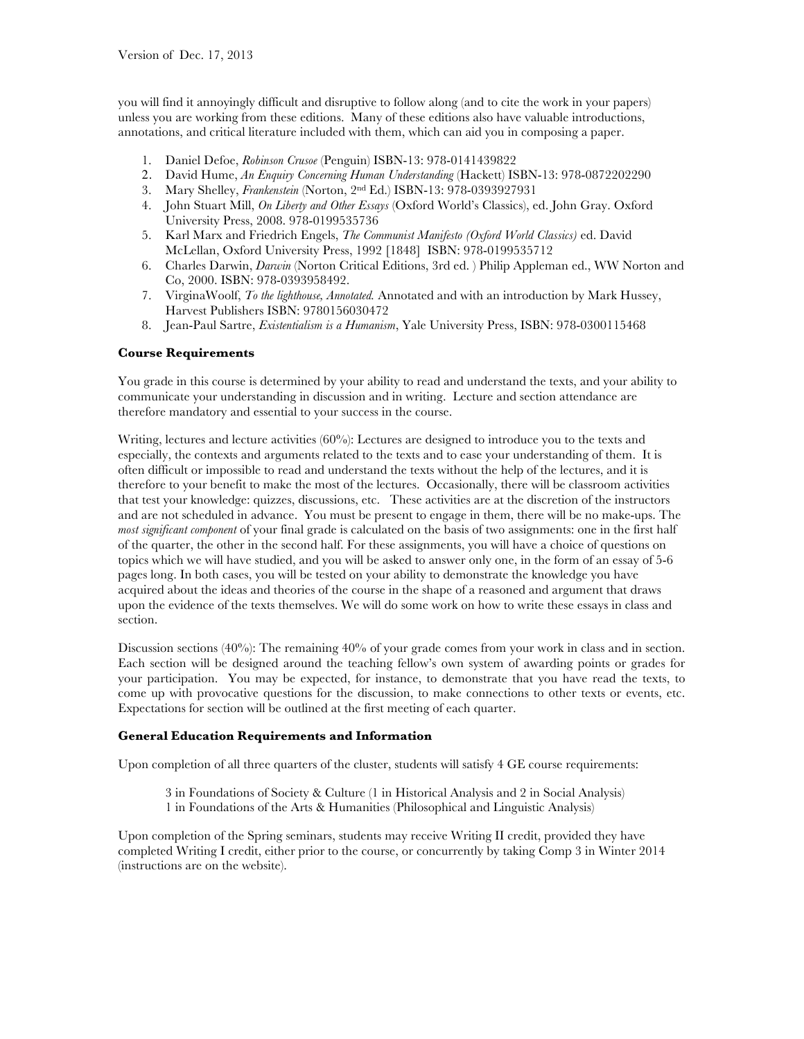you will find it annoyingly difficult and disruptive to follow along (and to cite the work in your papers) unless you are working from these editions. Many of these editions also have valuable introductions, annotations, and critical literature included with them, which can aid you in composing a paper.

1. Daniel Defoe, *Robinson Crusoe* (Penguin) ISBN-13: 978-0141439822
2. David Hume, *An Enquiry Concerning Human Understanding* (Hackett) ISBN-13: 978-0872202290
3. Mary Shelley, *Frankenstein* (Norton, 2nd Ed.) ISBN-13: 978-0393927931
4. John Stuart Mill, *On Liberty and Other Essays* (Oxford World's Classics), ed. John Gray. Oxford University Press, 2008. 978-0199535736
5. Karl Marx and Friedrich Engels, *The Communist Manifesto (Oxford World Classics)* ed. David McLellan, Oxford University Press, 1992 [1848] ISBN: 978-0199535712
6. Charles Darwin, *Darwin* (Norton Critical Editions, 3rd ed. ) Philip Appleman ed., WW Norton and Co, 2000. ISBN: 978-0393958492.
7. VirginaWoolf, *To the lighthouse, Annotated.* Annotated and with an introduction by Mark Hussey, Harvest Publishers ISBN: 9780156030472
8. Jean-Paul Sartre, *Existentialism is a Humanism*, Yale University Press, ISBN: 978-0300115468

**Course Requirements**

You grade in this course is determined by your ability to read and understand the texts, and your ability to communicate your understanding in discussion and in writing. Lecture and section attendance are therefore mandatory and essential to your success in the course.

Writing, lectures and lecture activities (60%): Lectures are designed to introduce you to the texts and especially, the contexts and arguments related to the texts and to ease your understanding of them. It is often difficult or impossible to read and understand the texts without the help of the lectures, and it is therefore to your benefit to make the most of the lectures. Occasionally, there will be classroom activities that test your knowledge: quizzes, discussions, etc. These activities are at the discretion of the instructors and are not scheduled in advance. You must be present to engage in them, there will be no make-ups. The *most significant component* of your final grade is calculated on the basis of two assignments: one in the first half of the quarter, the other in the second half. For these assignments, you will have a choice of questions on topics which we will have studied, and you will be asked to answer only one, in the form of an essay of 5-6 pages long. In both cases, you will be tested on your ability to demonstrate the knowledge you have acquired about the ideas and theories of the course in the shape of a reasoned and argument that draws upon the evidence of the texts themselves. We will do some work on how to write these essays in class and section.

Discussion sections (40%): The remaining 40% of your grade comes from your work in class and in section. Each section will be designed around the teaching fellow's own system of awarding points or grades for your participation. You may be expected, for instance, to demonstrate that you have read the texts, to come up with provocative questions for the discussion, to make connections to other texts or events, etc. Expectations for section will be outlined at the first meeting of each quarter.

**General Education Requirements and Information**

Upon completion of all three quarters of the cluster, students will satisfy 4 GE course requirements:

> 3 in Foundations of Society & Culture (1 in Historical Analysis and 2 in Social Analysis)
> 1 in Foundations of the Arts & Humanities (Philosophical and Linguistic Analysis)

Upon completion of the Spring seminars, students may receive Writing II credit, provided they have completed Writing I credit, either prior to the course, or concurrently by taking Comp 3 in Winter 2014 (instructions are on the website).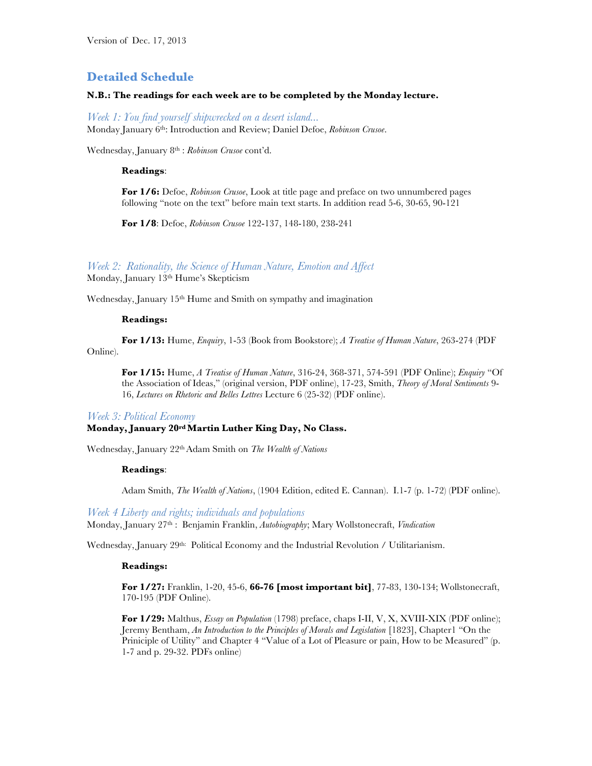Version of Dec. 17, 2013

## Detailed Schedule

**N.B.: The readings for each week are to be completed by the Monday lecture.**

### *Week 1: You find yourself shipwrecked on a desert island...*

Monday January 6th: Introduction and Review; Daniel Defoe, *Robinson Crusoe*.

Wednesday, January 8th : *Robinson Crusoe* cont'd.

**Readings**:

**For 1/6:** Defoe, *Robinson Crusoe*, Look at title page and preface on two unnumbered pages following "note on the text" before main text starts. In addition read 5-6, 30-65, 90-121

**For 1/8**: Defoe, *Robinson Crusoe* 122-137, 148-180, 238-241

### *Week 2: Rationality, the Science of Human Nature, Emotion and Affect*

Monday, January 13th Hume's Skepticism

Wednesday, January 15th Hume and Smith on sympathy and imagination

**Readings:**

**For 1/13:** Hume, *Enquiry*, 1-53 (Book from Bookstore); *A Treatise of Human Nature*, 263-274 (PDF Online).

**For 1/15:** Hume, *A Treatise of Human Nature*, 316-24, 368-371, 574-591 (PDF Online); *Enquiry* "Of the Association of Ideas," (original version, PDF online), 17-23, Smith, *Theory of Moral Sentiments* 9-16, *Lectures on Rhetoric and Belles Lettres* Lecture 6 (25-32) (PDF online).

### *Week 3: Political Economy*

**Monday, January 20rd Martin Luther King Day, No Class.**

Wednesday, January 22th Adam Smith on *The Wealth of Nations*

**Readings**:

Adam Smith, *The Wealth of Nations*, (1904 Edition, edited E. Cannan). I.1-7 (p. 1-72) (PDF online).

### *Week 4 Liberty and rights; individuals and populations*

Monday, January 27th : Benjamin Franklin, *Autobiography*; Mary Wollstonecraft, *Vindication*

Wednesday, January 29th: Political Economy and the Industrial Revolution / Utilitarianism.

**Readings:**

**For 1/27:** Franklin, 1-20, 45-6, **66-76 [most important bit]**, 77-83, 130-134; Wollstonecraft, 170-195 (PDF Online).

**For 1/29:** Malthus, *Essay on Population* (1798) preface, chaps I-II, V, X, XVIII-XIX (PDF online); Jeremy Bentham, *An Introduction to the Principles of Morals and Legislation* [1823], Chapter1 "On the Priniciple of Utility" and Chapter 4 "Value of a Lot of Pleasure or pain, How to be Measured" (p. 1-7 and p. 29-32. PDFs online)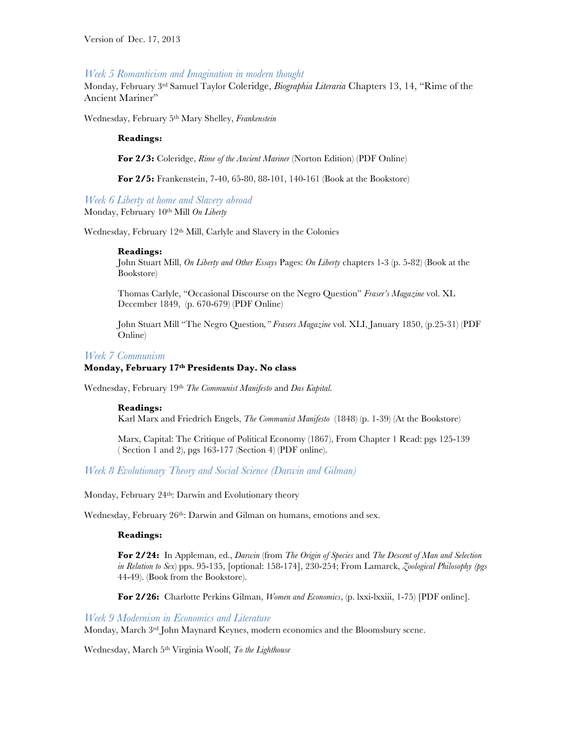Version of Dec. 17, 2013

### *Week 5 Romanticism and Imagination in modern thought*

Monday, February 3rd Samuel Taylor Coleridge, *Biographia Literaria* Chapters 13, 14, "Rime of the Ancient Mariner"

Wednesday, February 5th Mary Shelley, *Frankenstein*

> **Readings:**
>
> **For 2/3:** Coleridge, *Rime of the Ancient Mariner* (Norton Edition) (PDF Online)
>
> **For 2/5:** Frankenstein, 7-40, 65-80, 88-101, 140-161 (Book at the Bookstore)

### *Week 6 Liberty at home and Slavery abroad*

Monday, February 10th Mill *On Liberty*

Wednesday, February 12th Mill, Carlyle and Slavery in the Colonies

> **Readings:**
> John Stuart Mill, *On Liberty and Other Essays* Pages: *On Liberty* chapters 1-3 (p. 5-82) (Book at the Bookstore)
>
> Thomas Carlyle, "Occasional Discourse on the Negro Question" *Fraser's Magazine* vol. XL December 1849, (p. 670-679) (PDF Online)
>
> John Stuart Mill "The Negro Question*," Frasers Magazine* vol. XLI, January 1850, (p.25-31) (PDF Online)

### *Week 7 Communism*

**Monday, February 17th Presidents Day. No class**

Wednesday, February 19th *The Communist Manifesto* and *Das Kapital.*

> **Readings:**
> Karl Marx and Friedrich Engels, *The Communist Manifesto* (1848) (p. 1-39) (At the Bookstore)
>
> Marx, Capital: The Critique of Political Economy (1867), From Chapter 1 Read: pgs 125-139 ( Section 1 and 2), pgs 163-177 (Section 4) (PDF online).

### *Week 8 Evolutionary Theory and Social Science (Darwin and Gilman)*

Monday, February 24th: Darwin and Evolutionary theory

Wednesday, February 26th: Darwin and Gilman on humans, emotions and sex.

> **Readings:**
>
> **For 2/24:** In Appleman, ed., *Darwin* (from *The Origin of Species* and *The Descent of Man and Selection in Relation to Sex*) pps. 95-135, [optional: 158-174], 230-254; From Lamarck, *Zoological Philosophy (pgs* 44-49). (Book from the Bookstore).
>
> **For 2/26:** Charlotte Perkins Gilman, *Women and Economics*, (p. lxxi-lxxiii, 1-75) [PDF online].

### *Week 9 Modernism in Economics and Literature*

Monday, March 3rd John Maynard Keynes, modern economics and the Bloomsbury scene.

Wednesday, March 5th Virginia Woolf, *To the Lighthouse*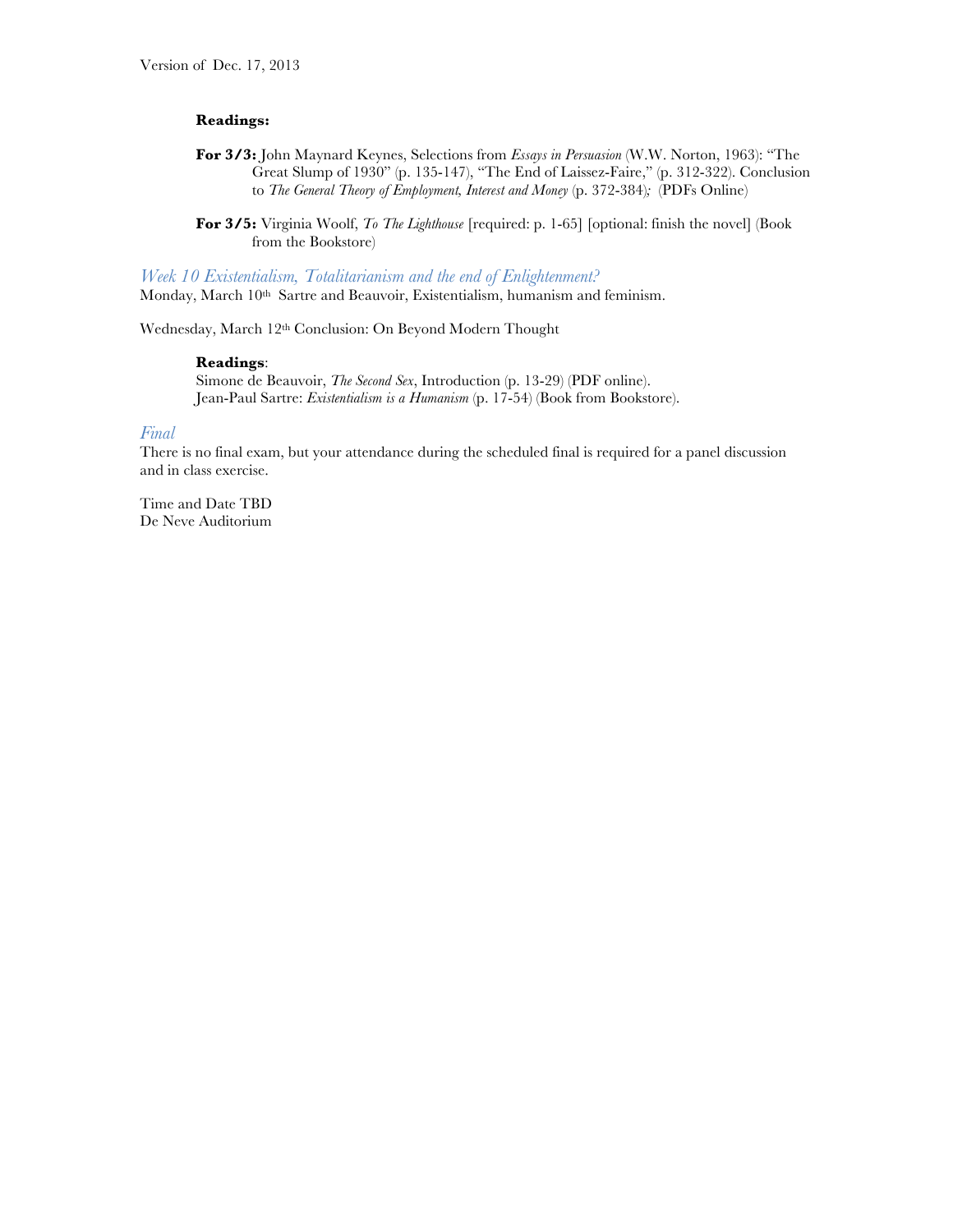**Readings:**

**For 3/3:** John Maynard Keynes, Selections from *Essays in Persuasion* (W.W. Norton, 1963): "The Great Slump of 1930" (p. 135-147), "The End of Laissez-Faire," (p. 312-322). Conclusion to *The General Theory of Employment, Interest and Money* (p. 372-384); (PDFs Online)

**For 3/5:** Virginia Woolf, *To The Lighthouse* [required: p. 1-65] [optional: finish the novel] (Book from the Bookstore)

### *Week 10 Existentialism, Totalitarianism and the end of Enlightenment?*

Monday, March 10th Sartre and Beauvoir, Existentialism, humanism and feminism.

Wednesday, March 12th Conclusion: On Beyond Modern Thought

**Readings**:
Simone de Beauvoir, *The Second Sex*, Introduction (p. 13-29) (PDF online).
Jean-Paul Sartre: *Existentialism is a Humanism* (p. 17-54) (Book from Bookstore).

### *Final*

There is no final exam, but your attendance during the scheduled final is required for a panel discussion and in class exercise.

Time and Date TBD
De Neve Auditorium